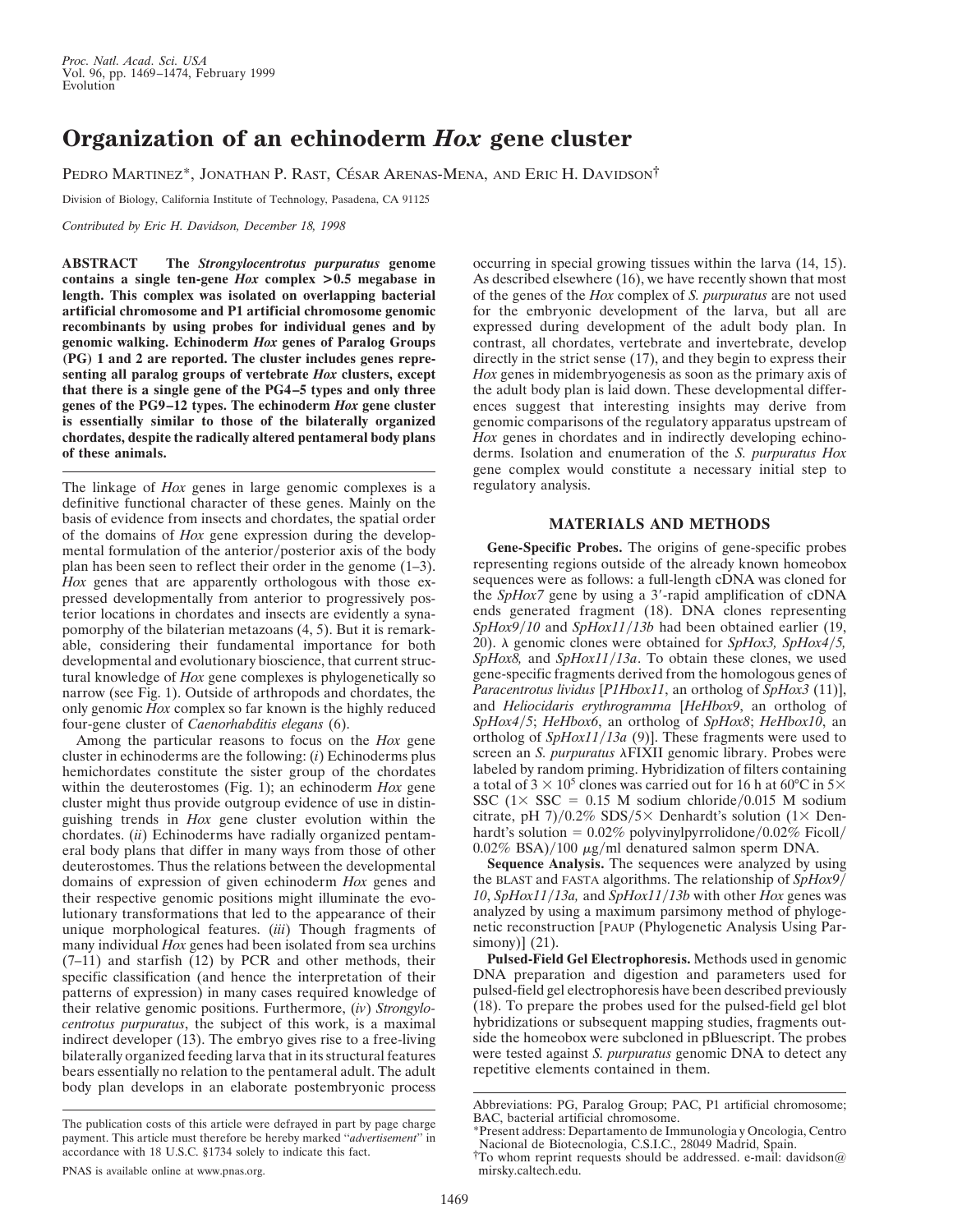# Organization of an echinoderm *Hox* gene cluster

Pedro Martinez*, Jonathan P. Rast, César Arenas-Mena, and Eric H. Davidson†

Division of Biology, California Institute of Technology, Pasadena, CA 91125

*Contributed by Eric H. Davidson, December 18, 1998*

**ABSTRACT** **The *Strongylocentrotus purpuratus* genome contains a single ten-gene *Hox* complex >0.5 megabase in length. This complex was isolated on overlapping bacterial artificial chromosome and P1 artificial chromosome genomic recombinants by using probes for individual genes and by genomic walking. Echinoderm *Hox* genes of Paralog Groups (PG) 1 and 2 are reported. The cluster includes genes representing all paralog groups of vertebrate *Hox* clusters, except that there is a single gene of the PG4–5 types and only three genes of the PG9–12 types. The echinoderm *Hox* gene cluster is essentially similar to those of the bilaterally organized chordates, despite the radically altered pentameral body plans of these animals.**

The linkage of *Hox* genes in large genomic complexes is a definitive functional character of these genes. Mainly on the basis of evidence from insects and chordates, the spatial order of the domains of *Hox* gene expression during the developmental formulation of the anterior/posterior axis of the body plan has been seen to reflect their order in the genome (1–3). *Hox* genes that are apparently orthologous with those expressed developmentally from anterior to progressively posterior locations in chordates and insects are evidently a synapomorphy of the bilaterian metazoans (4, 5). But it is remarkable, considering their fundamental importance for both developmental and evolutionary bioscience, that current structural knowledge of *Hox* gene complexes is phylogenetically so narrow (see Fig. 1). Outside of arthropods and chordates, the only genomic *Hox* complex so far known is the highly reduced four-gene cluster of *Caenorhabditis elegans* (6).

Among the particular reasons to focus on the *Hox* gene cluster in echinoderms are the following: (*i*) Echinoderms plus hemichordates constitute the sister group of the chordates within the deuterostomes (Fig. 1); an echinoderm *Hox* gene cluster might thus provide outgroup evidence of use in distinguishing trends in *Hox* gene cluster evolution within the chordates. (*ii*) Echinoderms have radially organized pentameral body plans that differ in many ways from those of other deuterostomes. Thus the relations between the developmental domains of expression of given echinoderm *Hox* genes and their respective genomic positions might illuminate the evolutionary transformations that led to the appearance of their unique morphological features. (*iii*) Though fragments of many individual *Hox* genes had been isolated from sea urchins (7–11) and starfish (12) by PCR and other methods, their specific classification (and hence the interpretation of their patterns of expression) in many cases required knowledge of their relative genomic positions. Furthermore, (*iv*) *Strongylocentrotus purpuratus*, the subject of this work, is a maximal indirect developer (13). The embryo gives rise to a free-living bilaterally organized feeding larva that in its structural features bears essentially no relation to the pentameral adult. The adult body plan develops in an elaborate postembryonic process occurring in special growing tissues within the larva (14, 15). As described elsewhere (16), we have recently shown that most of the genes of the *Hox* complex of *S. purpuratus* are not used for the embryonic development of the larva, but all are expressed during development of the adult body plan. In contrast, all chordates, vertebrate and invertebrate, develop directly in the strict sense (17), and they begin to express their *Hox* genes in midembryogenesis as soon as the primary axis of the adult body plan is laid down. These developmental differences suggest that interesting insights may derive from genomic comparisons of the regulatory apparatus upstream of *Hox* genes in chordates and in indirectly developing echinoderms. Isolation and enumeration of the *S. purpuratus Hox* gene complex would constitute a necessary initial step to regulatory analysis.

## MATERIALS AND METHODS

**Gene-Specific Probes.** The origins of gene-specific probes representing regions outside of the already known homeobox sequences were as follows: a full-length cDNA was cloned for the *SpHox7* gene by using a 3′-rapid amplification of cDNA ends generated fragment (18). DNA clones representing *SpHox9/10* and *SpHox11/13b* had been obtained earlier (19, 20). λ genomic clones were obtained for *SpHox3, SpHox4/5, SpHox8,* and *SpHox11/13a*. To obtain these clones, we used gene-specific fragments derived from the homologous genes of *Paracentrotus lividus* [*P1Hbox11*, an ortholog of *SpHox3* (11)], and *Heliocidaris erythrogramma* [*HeHbox9*, an ortholog of *SpHox4/5*; *HeHbox6*, an ortholog of *SpHox8*; *HeHbox10*, an ortholog of *SpHox11/13a* (9)]. These fragments were used to screen an *S. purpuratus* λFIXII genomic library. Probes were labeled by random priming. Hybridization of filters containing a total of $3 \times 10^5$ clones was carried out for 16 h at 60°C in 5× SSC (1× SSC = 0.15 M sodium chloride/0.015 M sodium citrate, pH 7)/0.2% SDS/5× Denhardt's solution (1× Denhardt's solution = 0.02% polyvinylpyrrolidone/0.02% Ficoll/0.02% BSA)/100 μg/ml denatured salmon sperm DNA.

**Sequence Analysis.** The sequences were analyzed by using the BLAST and FASTA algorithms. The relationship of *SpHox9/10, SpHox11/13a,* and *SpHox11/13b* with other *Hox* genes was analyzed by using a maximum parsimony method of phylogenetic reconstruction [PAUP (Phylogenetic Analysis Using Parsimony)] (21).

**Pulsed-Field Gel Electrophoresis.** Methods used in genomic DNA preparation and digestion and parameters used for pulsed-field gel electrophoresis have been described previously (18). To prepare the probes used for the pulsed-field gel blot hybridizations or subsequent mapping studies, fragments outside the homeobox were subcloned in pBluescript. The probes were tested against *S. purpuratus* genomic DNA to detect any repetitive elements contained in them.

---

The publication costs of this article were defrayed in part by page charge payment. This article must therefore be hereby marked "*advertisement*" in accordance with 18 U.S.C. §1734 solely to indicate this fact.

PNAS is available online at www.pnas.org.

Abbreviations: PG, Paralog Group; PAC, P1 artificial chromosome; BAC, bacterial artificial chromosome.

*Present address: Departamento de Immunologia y Oncologia, Centro Nacional de Biotecnologia, C.S.I.C., 28049 Madrid, Spain.

†To whom reprint requests should be addressed. e-mail: davidson@mirsky.caltech.edu.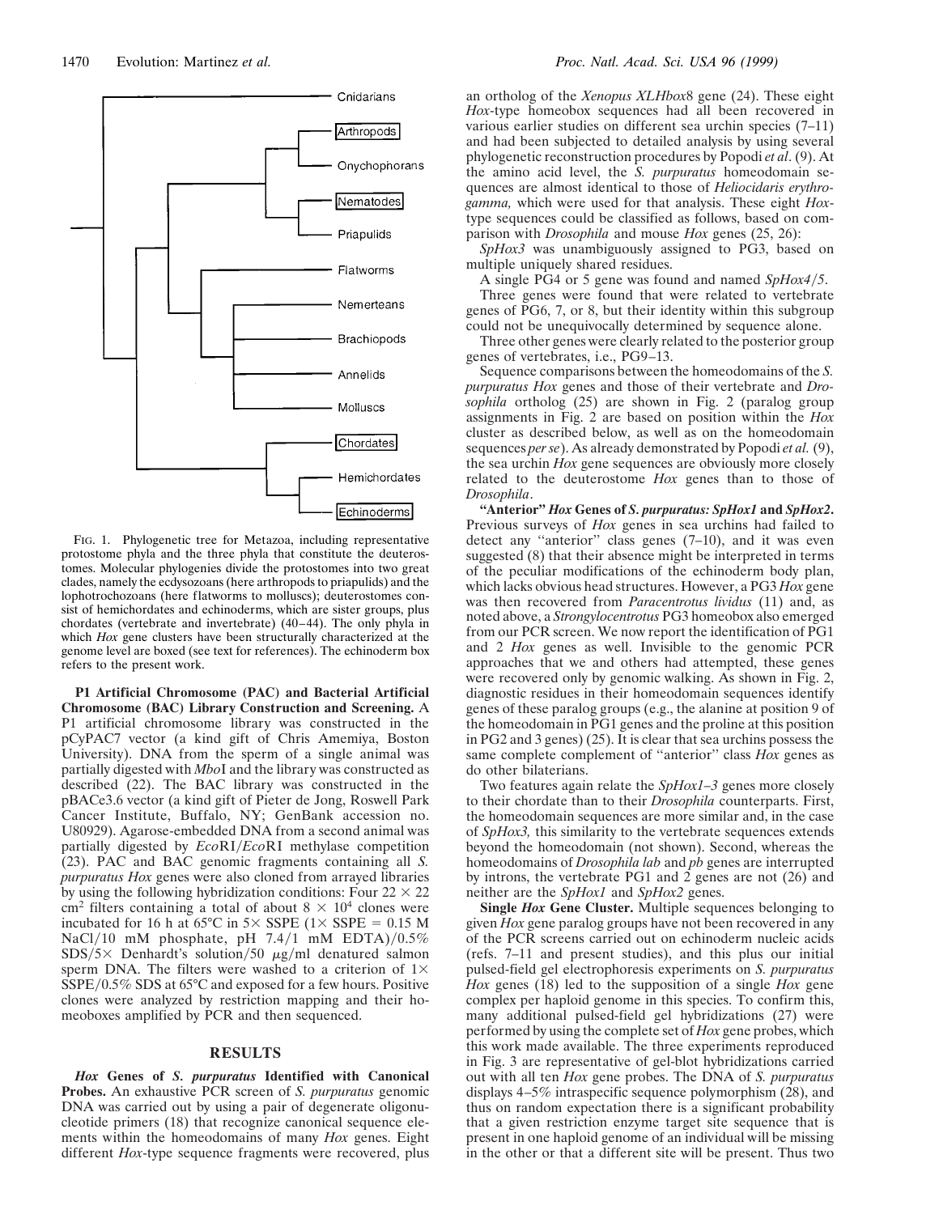FIG. 1. Phylogenetic tree for Metazoa, including representative protostome phyla and the three phyla that constitute the deuterostomes. Molecular phylogenies divide the protostomes into two great clades, namely the ecdysozoans (here arthropods to priapulids) and the lophotrochozoans (here flatworms to molluscs); deuterostomes consist of hemichordates and echinoderms, which are sister groups, plus chordates (vertebrate and invertebrate) (40–44). The only phyla in which *Hox* gene clusters have been structurally characterized at the genome level are boxed (see text for references). The echinoderm box refers to the present work.

**P1 Artificial Chromosome (PAC) and Bacterial Artificial Chromosome (BAC) Library Construction and Screening.** A P1 artificial chromosome library was constructed in the pCyPAC7 vector (a kind gift of Chris Amemiya, Boston University). DNA from the sperm of a single animal was partially digested with *Mbo*I and the library was constructed as described (22). The BAC library was constructed in the pBACe3.6 vector (a kind gift of Pieter de Jong, Roswell Park Cancer Institute, Buffalo, NY; GenBank accession no. U80929). Agarose-embedded DNA from a second animal was partially digested by *Eco*RI/*Eco*RI methylase competition (23). PAC and BAC genomic fragments containing all *S. purpuratus Hox* genes were also cloned from arrayed libraries by using the following hybridization conditions: Four 22 × 22 $cm^2$ filters containing a total of about $8 \times 10^4$ clones were incubated for 16 h at 65°C in 5× SSPE (1× SSPE = 0.15 M NaCl/10 mM phosphate, pH 7.4/1 mM EDTA)/0.5% SDS/5× Denhardt's solution/50 μg/ml denatured salmon sperm DNA. The filters were washed to a criterion of 1× SSPE/0.5% SDS at 65°C and exposed for a few hours. Positive clones were analyzed by restriction mapping and their homeoboxes amplified by PCR and then sequenced.

## RESULTS

***Hox* Genes of *S. purpuratus* Identified with Canonical Probes.** An exhaustive PCR screen of *S. purpuratus* genomic DNA was carried out by using a pair of degenerate oligonucleotide primers (18) that recognize canonical sequence elements within the homeodomains of many *Hox* genes. Eight different *Hox*-type sequence fragments were recovered, plus an ortholog of the *Xenopus XLHbox*8 gene (24). These eight *Hox*-type homeobox sequences had all been recovered in various earlier studies on different sea urchin species (7–11) and had been subjected to detailed analysis by using several phylogenetic reconstruction procedures by Popodi *et al*. (9). At the amino acid level, the *S. purpuratus* homeodomain sequences are almost identical to those of *Heliocidaris erythrogamma,* which were used for that analysis. These eight *Hox*-type sequences could be classified as follows, based on comparison with *Drosophila* and mouse *Hox* genes (25, 26):

*SpHox3* was unambiguously assigned to PG3, based on multiple uniquely shared residues.

A single PG4 or 5 gene was found and named *SpHox4/5*.

Three genes were found that were related to vertebrate genes of PG6, 7, or 8, but their identity within this subgroup could not be unequivocally determined by sequence alone.

Three other genes were clearly related to the posterior group genes of vertebrates, i.e., PG9–13.

Sequence comparisons between the homeodomains of the *S. purpuratus Hox* genes and those of their vertebrate and *Drosophila* ortholog (25) are shown in Fig. 2 (paralog group assignments in Fig. 2 are based on position within the *Hox* cluster as described below, as well as on the homeodomain sequences *per se*). As already demonstrated by Popodi *et al.* (9), the sea urchin *Hox* gene sequences are obviously more closely related to the deuterostome *Hox* genes than to those of *Drosophila*.

**"Anterior" *Hox* Genes of *S. purpuratus*: *SpHox1* and *SpHox2*.** Previous surveys of *Hox* genes in sea urchins had failed to detect any "anterior" class genes (7–10), and it was even suggested (8) that their absence might be interpreted in terms of the peculiar modifications of the echinoderm body plan, which lacks obvious head structures. However, a PG3 *Hox* gene was then recovered from *Paracentrotus lividus* (11) and, as noted above, a *Strongylocentrotus* PG3 homeobox also emerged from our PCR screen. We now report the identification of PG1 and 2 *Hox* genes as well. Invisible to the genomic PCR approaches that we and others had attempted, these genes were recovered only by genomic walking. As shown in Fig. 2, diagnostic residues in their homeodomain sequences identify genes of these paralog groups (e.g., the alanine at position 9 of the homeodomain in PG1 genes and the proline at this position in PG2 and 3 genes) (25). It is clear that sea urchins possess the same complete complement of "anterior" class *Hox* genes as do other bilaterians.

Two features again relate the *SpHox1–3* genes more closely to their chordate than to their *Drosophila* counterparts. First, the homeodomain sequences are more similar and, in the case of *SpHox3,* this similarity to the vertebrate sequences extends beyond the homeodomain (not shown). Second, whereas the homeodomains of *Drosophila lab* and *pb* genes are interrupted by introns, the vertebrate PG1 and 2 genes are not (26) and neither are the *SpHox1* and *SpHox2* genes.

**Single *Hox* Gene Cluster.** Multiple sequences belonging to given *Hox* gene paralog groups have not been recovered in any of the PCR screens carried out on echinoderm nucleic acids (refs. 7–11 and present studies), and this plus our initial pulsed-field gel electrophoresis experiments on *S. purpuratus Hox* genes (18) led to the supposition of a single *Hox* gene complex per haploid genome in this species. To confirm this, many additional pulsed-field gel hybridizations (27) were performed by using the complete set of *Hox* gene probes, which this work made available. The three experiments reproduced in Fig. 3 are representative of gel-blot hybridizations carried out with all ten *Hox* gene probes. The DNA of *S. purpuratus* displays 4–5% intraspecific sequence polymorphism (28), and thus on random expectation there is a significant probability that a given restriction enzyme target site sequence that is present in one haploid genome of an individual will be missing in the other or that a different site will be present. Thus two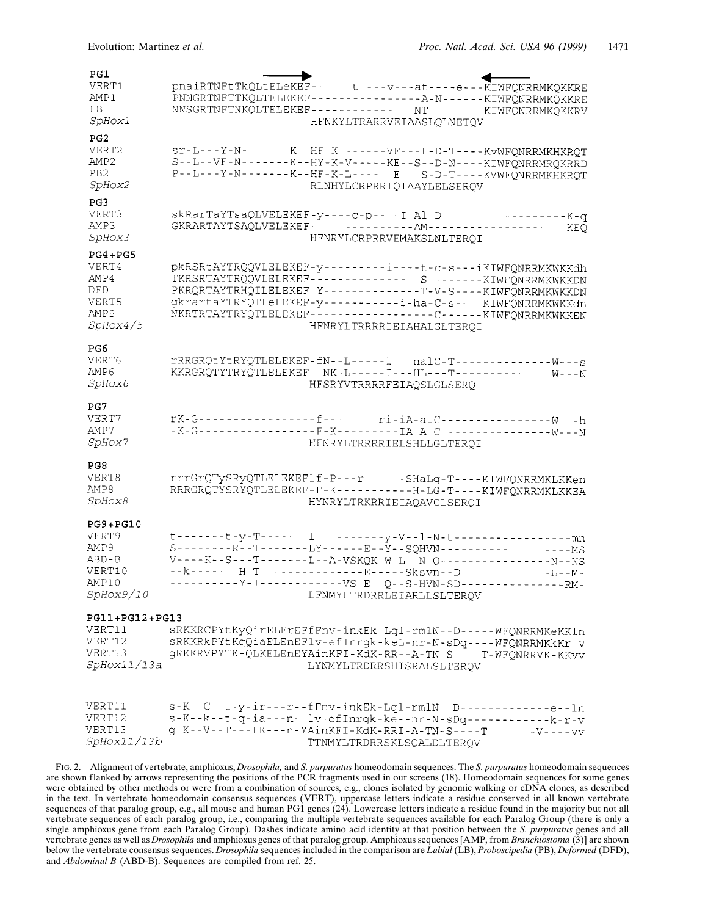```
PG1
VERT1         pnaiRTNFtTkQLtELeKEF------t----v---at----e---KIWFQNRRMKQKKRE
AMP1          PNNGRTNFTTKQLTELEKEF---------------A-N------KIWFQNRRMKQKKRE
LB            NNSGRTNFNTKQLTELEKEF---------------NT--------KIWFQNRRMKQKKRV
SpHox1                            HFNKYLTRARRVEIAASLQLNETQV

PG2
VERT2         sr-L---Y-N-------K--HF-K-------VE---L-D-T----KvWFQNRRMKHKRQT
AMP2          S--L--VF-N-------K--HY-K-V-----KE--S--D-N----KIWFQNRRMRQKRRD
PB2           P--L---Y-N-------K--HF-K-L------E---S-D-T----KVWFQNRRMKHKRQT
SpHox2                            RLNHYLCRPRRIQIAAYLELSERQV

PG3
VERT3         skRarTaYTsaQLVELEKEF-y----c-p----I-Al-D------------------K-q
AMP3          GKRARTAYTSAQLVELEKEF--------------AM-------------------KEQ
SpHox3                            HFNRYLCRPRRVEMAKSLNLTERQI

PG4+PG5
VERT4         pkRSRtAYTRQQVLELEKEF-y---------i----t-c-s---iKIWFQNRRMKWKKdh
AMP4          TKRSRTAYTRQQVLELEKEF---------------S--------KIWFQNRRMKWKKDN
DFD           PKRQRTAYTRHQILELEKEF-Y-------------T-V-S----KIWFQNRRMKWKKDN
VERT5         gkrartaYTRYQTLeLEKEF-y-----------i-ha-C-s----KIWFQNRRMKWKKdn
AMP5          NKRTRTAYTRYQTLELEKEF-----------------C------KIWFQNRRMKWKKEN
SpHox4/5                          HFNRYLTRRRRIEIAHALGLTERQI

PG6
VERT6         rRRGRQtYtRYQTLELEKEF-fN--L-----I---nalC-T-------------W---s
AMP6          KKRGRQTYTRYQTLELEKEF--NK-L-----I---HL---T-------------W---N
SpHox6                            HFSRYVTRRRRFEIAQSLGLSERQI

PG7
VERT7         rK-G-----------------f--------ri-iA-alC---------------W---h
AMP7          -K-G-----------------F-K---------IA-A-C---------------W---N
SpHox7                            HFNRYLTRRRRIELSHLLGLTERQI

PG8
VERT8         rrrGrQTySRyQTLELEKEFlf-P---r------SHaLg-T----KIWFQNRRMKLKKen
AMP8          RRRGRQTYSRYQTLELEKEF-F-K-----------H-LG-T----KIWFQNRRMKLKKEA
SpHox8                            HYNRYLTRKRRIEIAQAVCLSERQI

PG9+PG10
VERT9         t-------t-y-T-------l----------y-V--l-N-t-----------------mn
AMP9          S--------R--T-------LY------E--Y--SQHVN-------------------MS
ABD-B         V----K--S---T-------L--A-VSKQK-W-L--N-Q----------------N--NS
VERT10        --k-------H-T---------------E-----Sksvn--D-------------L--M-
AMP10         ----------Y-I------------VS-E--Q--S-HVN-SD---------------RM-
SpHox9/10                         LFNMYLTRDRRLEIARLLSLTERQV

PG11+PG12+PG13
VERT11        sRKKRCPYtKyQirELErEFfFnv-inkEk-Lql-rmlN--D-----WFQNRRMKeKKln
VERT12        sRKKRkPYtKqQiaELEnEFlv-efInrgk-keL-nr-N-sDq----WFQNRRMKkKr-v
VERT13        gRKKRVPYTK-QLKELEnEYAinKFI-KdK-RR--A-TN-S----T-WFQNRRVK-KKvv
SpHox11/13a                       LYNMYLTRDRRSHISRALSLTERQV

VERT11        s-K--C--t-y-ir---r--fFnv-inkEk-Lql-rmlN--D-------------e--ln
VERT12        s-K--k--t-q-ia---n--lv-efInrgk-ke-nr-N-sDq------------k-r-v
VERT13        g-K--V--T---LK---n-YAinKFI-KdK-RRI-A-TN-S----T-------V----vv
SpHox11/13b                       TTNMYLTRDRRSKLSQALDLTERQV
```

Fig. 2. Alignment of vertebrate, amphioxus, *Drosophila,* and *S. purpuratus* homeodomain sequences. The *S. purpuratus* homeodomain sequences are shown flanked by arrows representing the positions of the PCR fragments used in our screens (18). Homeodomain sequences for some genes were obtained by other methods or were from a combination of sources, e.g., clones isolated by genomic walking or cDNA clones, as described in the text. In vertebrate homeodomain consensus sequences (VERT), uppercase letters indicate a residue conserved in all known vertebrate sequences of that paralog group, e.g., all mouse and human PG1 genes (24). Lowercase letters indicate a residue found in the majority but not all vertebrate sequences of each paralog group, i.e., comparing the multiple vertebrate sequences available for each Paralog Group (there is only a single amphioxus gene from each Paralog Group). Dashes indicate amino acid identity at that position between the *S. purpuratus* genes and all vertebrate genes as well as *Drosophila* and amphioxus genes of that paralog group. Amphioxus sequences [AMP, from *Branchiostoma* (3)] are shown below the vertebrate consensus sequences. *Drosophila* sequences included in the comparison are *Labial* (LB), *Proboscipedia* (PB), *Deformed* (DFD), and *Abdominal B* (ABD-B). Sequences are compiled from ref. 25.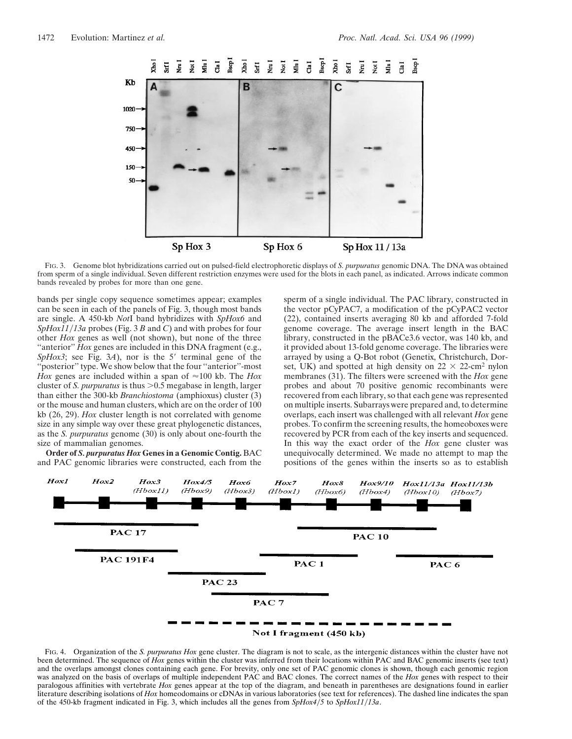FIG. 3. Genome blot hybridizations carried out on pulsed-field electrophoretic displays of *S. purpuratus* genomic DNA. The DNA was obtained from sperm of a single individual. Seven different restriction enzymes were used for the blots in each panel, as indicated. Arrows indicate common bands revealed by probes for more than one gene.

bands per single copy sequence sometimes appear; examples can be seen in each of the panels of Fig. 3, though most bands are single. A 450-kb *Not*I band hybridizes with *SpHox6* and *SpHox11/13a* probes (Fig. 3 *B* and *C*) and with probes for four other *Hox* genes as well (not shown), but none of the three "anterior" *Hox* genes are included in this DNA fragment (e.g., *SpHox3*; see Fig. 3*A*), nor is the 5′ terminal gene of the "posterior" type. We show below that the four "anterior"-most *Hox* genes are included within a span of ≈100 kb. The *Hox* cluster of *S. purpuratus* is thus >0.5 megabase in length, larger than either the 300-kb *Branchiostoma* (amphioxus) cluster (3) or the mouse and human clusters, which are on the order of 100 kb (26, 29). *Hox* cluster length is not correlated with genome size in any simple way over these great phylogenetic distances, as the *S. purpuratus* genome (30) is only about one-fourth the size of mammalian genomes.

**Order of *S. purpuratus Hox* Genes in a Genomic Contig.** BAC and PAC genomic libraries were constructed, each from the sperm of a single individual. The PAC library, constructed in the vector pCyPAC7, a modification of the pCyPAC2 vector (22), contained inserts averaging 80 kb and afforded 7-fold genome coverage. The average insert length in the BAC library, constructed in the pBACe3.6 vector, was 140 kb, and it provided about 13-fold genome coverage. The libraries were arrayed by using a Q-Bot robot (Genetix, Christchurch, Dorset, UK) and spotted at high density on $22 \times 22$-cm$^2$ nylon membranes (31). The filters were screened with the *Hox* gene probes and about 70 positive genomic recombinants were recovered from each library, so that each gene was represented on multiple inserts. Subarrays were prepared and, to determine overlaps, each insert was challenged with all relevant *Hox* gene probes. To confirm the screening results, the homeoboxes were recovered by PCR from each of the key inserts and sequenced. In this way the exact order of the *Hox* gene cluster was unequivocally determined. We made no attempt to map the positions of the genes within the inserts so as to establish

FIG. 4. Organization of the *S. purpuratus Hox* gene cluster. The diagram is not to scale, as the intergenic distances within the cluster have not been determined. The sequence of *Hox* genes within the cluster was inferred from their locations within PAC and BAC genomic inserts (see text) and the overlaps amongst clones containing each gene. For brevity, only one set of PAC genomic clones is shown, though each genomic region was analyzed on the basis of overlaps of multiple independent PAC and BAC clones. The correct names of the *Hox* genes with respect to their paralogous affinities with vertebrate *Hox* genes appear at the top of the diagram, and beneath in parentheses are designations found in earlier literature describing isolations of *Hox* homeodomains or cDNAs in various laboratories (see text for references). The dashed line indicates the span of the 450-kb fragment indicated in Fig. 3, which includes all the genes from *SpHox4/5* to *SpHox11/13a*.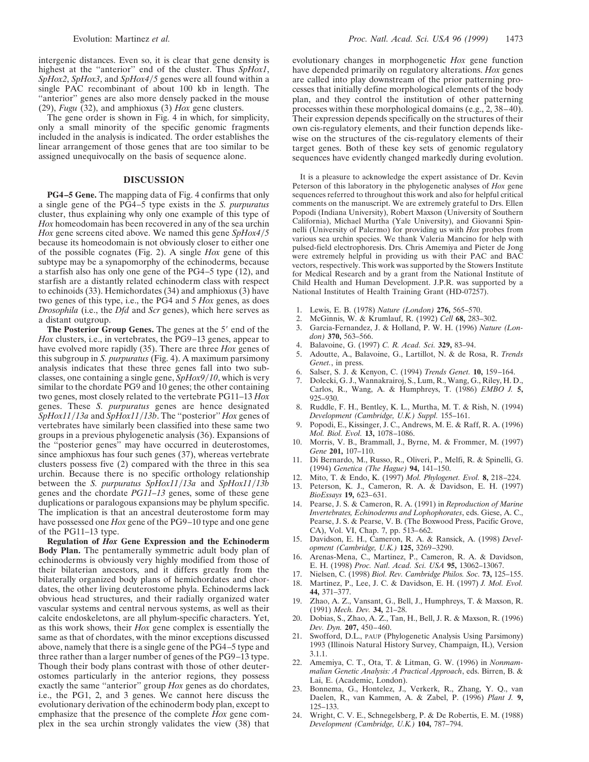intergenic distances. Even so, it is clear that gene density is highest at the "anterior" end of the cluster. Thus *SpHox1*, *SpHox2*, *SpHox3*, and *SpHox4/5* genes were all found within a single PAC recombinant of about 100 kb in length. The "anterior" genes are also more densely packed in the mouse (29), *Fugu* (32), and amphioxus (3) *Hox* gene clusters.

The gene order is shown in Fig. 4 in which, for simplicity, only a small minority of the specific genomic fragments included in the analysis is indicated. The order establishes the linear arrangement of those genes that are too similar to be assigned unequivocally on the basis of sequence alone.

## DISCUSSION

**PG4–5 Gene.** The mapping data of Fig. 4 confirms that only a single gene of the PG4–5 type exists in the *S. purpuratus* cluster, thus explaining why only one example of this type of *Hox* homeodomain has been recovered in any of the sea urchin *Hox* gene screens cited above. We named this gene *SpHox4/5* because its homeodomain is not obviously closer to either one of the possible cognates (Fig. 2). A single *Hox* gene of this subtype may be a synapomorphy of the echinoderms, because a starfish also has only one gene of the PG4–5 type (12), and starfish are a distantly related echinoderm class with respect to echinoids (33). Hemichordates (34) and amphioxus (3) have two genes of this type, i.e., the PG4 and 5 *Hox* genes, as does *Drosophila* (i.e., the *Dfd* and *Scr* genes), which here serves as a distant outgroup.

**The Posterior Group Genes.** The genes at the 5′ end of the *Hox* clusters, i.e., in vertebrates, the PG9–13 genes, appear to have evolved more rapidly (35). There are three *Hox* genes of this subgroup in *S. purpuratus* (Fig. 4). A maximum parsimony analysis indicates that these three genes fall into two subclasses, one containing a single gene, *SpHox9/10*, which is very similar to the chordate PG9 and 10 genes; the other containing two genes, most closely related to the vertebrate PG11–13 *Hox* genes. These *S. purpuratus* genes are hence designated *SpHox11/13a* and *SpHox11/13b*. The "posterior" *Hox* genes of vertebrates have similarly been classified into these same two groups in a previous phylogenetic analysis (36). Expansions of the "posterior genes" may have occurred in deuterostomes, since amphioxus has four such genes (37), whereas vertebrate clusters possess five (2) compared with the three in this sea urchin. Because there is no specific orthology relationship between the *S. purpuratus SpHox11/13a* and *SpHox11/13b* genes and the chordate *PG11–13* genes, some of these gene duplications or paralogous expansions may be phylum specific. The implication is that an ancestral deuterostome form may have possessed one *Hox* gene of the PG9–10 type and one gene of the PG11–13 type.

**Regulation of *Hox* Gene Expression and the Echinoderm Body Plan.** The pentamerally symmetric adult body plan of echinoderms is obviously very highly modified from those of their bilaterian ancestors, and it differs greatly from the bilaterally organized body plans of hemichordates and chordates, the other living deuterostome phyla. Echinoderms lack obvious head structures, and their radially organized water vascular systems and central nervous systems, as well as their calcite endoskeletons, are all phylum-specific characters. Yet, as this work shows, their *Hox* gene complex is essentially the same as that of chordates, with the minor exceptions discussed above, namely that there is a single gene of the PG4–5 type and three rather than a larger number of genes of the PG9–13 type. Though their body plans contrast with those of other deuterostomes particularly in the anterior regions, they possess exactly the same "anterior" group *Hox* genes as do chordates, i.e., the PG1, 2, and 3 genes. We cannot here discuss the evolutionary derivation of the echinoderm body plan, except to emphasize that the presence of the complete *Hox* gene complex in the sea urchin strongly validates the view (38) that evolutionary changes in morphogenetic *Hox* gene function have depended primarily on regulatory alterations. *Hox* genes are called into play downstream of the prior patterning processes that initially define morphological elements of the body plan, and they control the institution of other patterning processes within these morphological domains (e.g., 2, 38–40). Their expression depends specifically on the structures of their own cis-regulatory elements, and their function depends likewise on the structures of the cis-regulatory elements of their target genes. Both of these key sets of genomic regulatory sequences have evidently changed markedly during evolution.

It is a pleasure to acknowledge the expert assistance of Dr. Kevin Peterson of this laboratory in the phylogenetic analyses of *Hox* gene sequences referred to throughout this work and also for helpful critical comments on the manuscript. We are extremely grateful to Drs. Ellen Popodi (Indiana University), Robert Maxson (University of Southern California), Michael Murtha (Yale University), and Giovanni Spinnelli (University of Palermo) for providing us with *Hox* probes from various sea urchin species. We thank Valeria Mancino for help with pulsed-field electrophoresis. Drs. Chris Amemiya and Pieter de Jong were extremely helpful in providing us with their PAC and BAC vectors, respectively. This work was supported by the Stowers Institute for Medical Research and by a grant from the National Institute of Child Health and Human Development. J.P.R. was supported by a National Institutes of Health Training Grant (HD-07257).

1. Lewis, E. B. (1978) *Nature (London)* **276,** 565–570.
2. McGinnis, W. & Krumlauf, R. (1992) *Cell* **68,** 283–302.
3. Garcia-Fernandez, J. & Holland, P. W. H. (1996) *Nature (London)* **370,** 563–566.
4. Balavoine, G. (1997) *C. R. Acad. Sci.* **329,** 83–94.
5. Adoutte, A., Balavoine, G., Lartillot, N. & de Rosa, R. *Trends Genet.*, in press.
6. Salser, S. J. & Kenyon, C. (1994) *Trends Genet.* **10,** 159–164.
7. Dolecki, G. J., Wannakrairoj, S., Lum, R., Wang, G., Riley, H. D., Carlos, R., Wang, A. & Humphreys, T. (1986) *EMBO J.* **5,** 925–930.
8. Ruddle, F. H., Bentley, K. L., Murtha, M. T. & Rish, N. (1994) *Development (Cambridge, U.K.) Suppl.* 155–161.
9. Popodi, E., Kissinger, J. C., Andrews, M. E. & Raff, R. A. (1996) *Mol. Biol. Evol.* **13,** 1078–1086.
10. Morris, V. B., Brammall, J., Byrne, M. & Frommer, M. (1997) *Gene* **201,** 107–110.
11. Di Bernardo, M., Russo, R., Oliveri, P., Melfi, R. & Spinelli, G. (1994) *Genetica (The Hague)* **94,** 141–150.
12. Mito, T. & Endo, K. (1997) *Mol. Phylogenet. Evol.* **8,** 218–224.
13. Peterson, K. J., Cameron, R. A. & Davidson, E. H. (1997) *BioEssays* **19,** 623–631.
14. Pearse, J. S. & Cameron, R. A. (1991) in *Reproduction of Marine Invertebrates, Echinoderms and Lophophorates*, eds. Giese, A. C., Pearse, J. S. & Pearse, V. B. (The Boxwood Press, Pacific Grove, CA), Vol. VI, Chap. 7, pp. 513–662.
15. Davidson, E. H., Cameron, R. A. & Ransick, A. (1998) *Development (Cambridge, U.K.)* **125,** 3269–3290.
16. Arenas-Mena, C., Martinez, P., Cameron, R. A. & Davidson, E. H. (1998) *Proc. Natl. Acad. Sci. USA* **95,** 13062–13067.
17. Nielsen, C. (1998) *Biol. Rev. Cambridge Philos. Soc.* **73,** 125–155.
18. Martinez, P., Lee, J. C. & Davidson, E. H. (1997) *J. Mol. Evol.* **44,** 371–377.
19. Zhao, A. Z., Vansant, G., Bell, J., Humphreys, T. & Maxson, R. (1991) *Mech. Dev.* **34,** 21–28.
20. Dobias, S., Zhao, A. Z., Tan, H., Bell, J. R. & Maxson, R. (1996) *Dev. Dyn.* **207,** 450–460.
21. Swofford, D.L., PAUP (Phylogenetic Analysis Using Parsimony) 1993 (Illinois Natural History Survey, Champaign, IL), Version 3.1.1.
22. Amemiya, C. T., Ota, T. & Litman, G. W. (1996) in *Nonmammalian Genetic Analysis: A Practical Approach*, eds. Birren, B. & Lai, E. (Academic, London).
23. Bonnema, G., Hontelez, J., Verkerk, R., Zhang, Y. Q., van Daelen, R., van Kammen, A. & Zabel, P. (1996) *Plant J.* **9,** 125–133.
24. Wright, C. V. E., Schnegelsberg, P. & De Robertis, E. M. (1988) *Development (Cambridge, U.K.)* **104,** 787–794.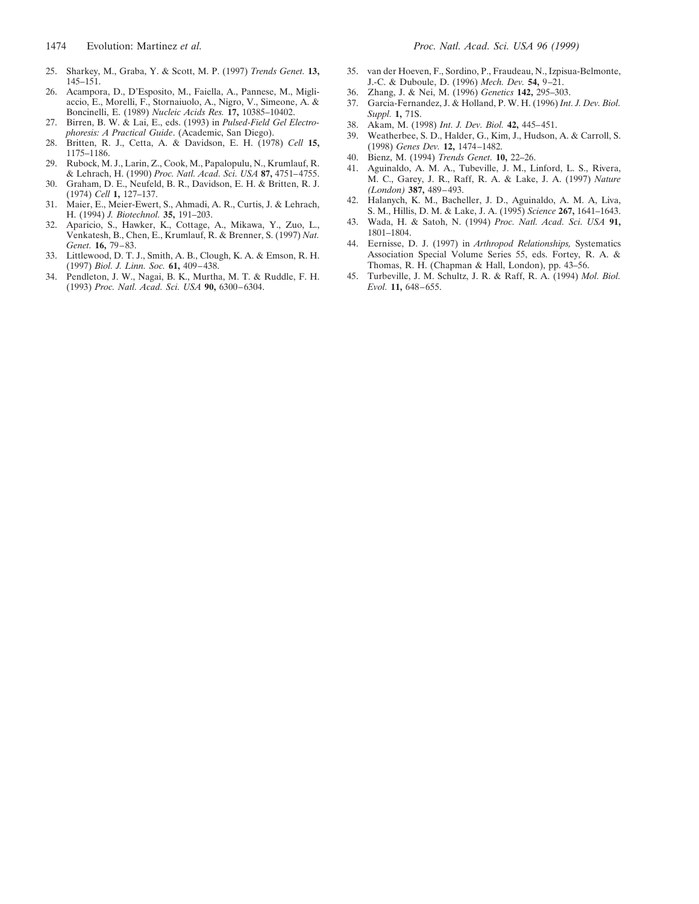25. Sharkey, M., Graba, Y. & Scott, M. P. (1997) *Trends Genet.* **13,** 145–151.
26. Acampora, D., D'Esposito, M., Faiella, A., Pannese, M., Migliaccio, E., Morelli, F., Stornaiuolo, A., Nigro, V., Simeone, A. & Boncinelli, E. (1989) *Nucleic Acids Res.* **17,** 10385–10402.
27. Birren, B. W. & Lai, E., eds. (1993) in *Pulsed-Field Gel Electrophoresis: A Practical Guide*. (Academic, San Diego).
28. Britten, R. J., Cetta, A. & Davidson, E. H. (1978) *Cell* **15,** 1175–1186.
29. Rubock, M. J., Larin, Z., Cook, M., Papalopulu, N., Krumlauf, R. & Lehrach, H. (1990) *Proc. Natl. Acad. Sci. USA* **87,** 4751–4755.
30. Graham, D. E., Neufeld, B. R., Davidson, E. H. & Britten, R. J. (1974) *Cell* **1,** 127–137.
31. Maier, E., Meier-Ewert, S., Ahmadi, A. R., Curtis, J. & Lehrach, H. (1994) *J. Biotechnol.* **35,** 191–203.
32. Aparicio, S., Hawker, K., Cottage, A., Mikawa, Y., Zuo, L., Venkatesh, B., Chen, E., Krumlauf, R. & Brenner, S. (1997) *Nat. Genet.* **16,** 79–83.
33. Littlewood, D. T. J., Smith, A. B., Clough, K. A. & Emson, R. H. (1997) *Biol. J. Linn. Soc.* **61,** 409–438.
34. Pendleton, J. W., Nagai, B. K., Murtha, M. T. & Ruddle, F. H. (1993) *Proc. Natl. Acad. Sci. USA* **90,** 6300–6304.
35. van der Hoeven, F., Sordino, P., Fraudeau, N., Izpisua-Belmonte, J.-C. & Duboule, D. (1996) *Mech. Dev.* **54,** 9–21.
36. Zhang, J. & Nei, M. (1996) *Genetics* **142,** 295–303.
37. Garcia-Fernandez, J. & Holland, P. W. H. (1996) *Int. J. Dev. Biol. Suppl.* **1,** 71S.
38. Akam, M. (1998) *Int. J. Dev. Biol.* **42,** 445–451.
39. Weatherbee, S. D., Halder, G., Kim, J., Hudson, A. & Carroll, S. (1998) *Genes Dev.* **12,** 1474–1482.
40. Bienz, M. (1994) *Trends Genet.* **10,** 22–26.
41. Aguinaldo, A. M. A., Tubeville, J. M., Linford, L. S., Rivera, M. C., Garey, J. R., Raff, R. A. & Lake, J. A. (1997) *Nature (London)* **387,** 489–493.
42. Halanych, K. M., Bacheller, J. D., Aguinaldo, A. M. A, Liva, S. M., Hillis, D. M. & Lake, J. A. (1995) *Science* **267,** 1641–1643.
43. Wada, H. & Satoh, N. (1994) *Proc. Natl. Acad. Sci. USA* **91,** 1801–1804.
44. Eernisse, D. J. (1997) in *Arthropod Relationships,* Systematics Association Special Volume Series 55, eds. Fortey, R. A. & Thomas, R. H. (Chapman & Hall, London), pp. 43–56.
45. Turbeville, J. M. Schultz, J. R. & Raff, R. A. (1994) *Mol. Biol. Evol.* **11,** 648–655.